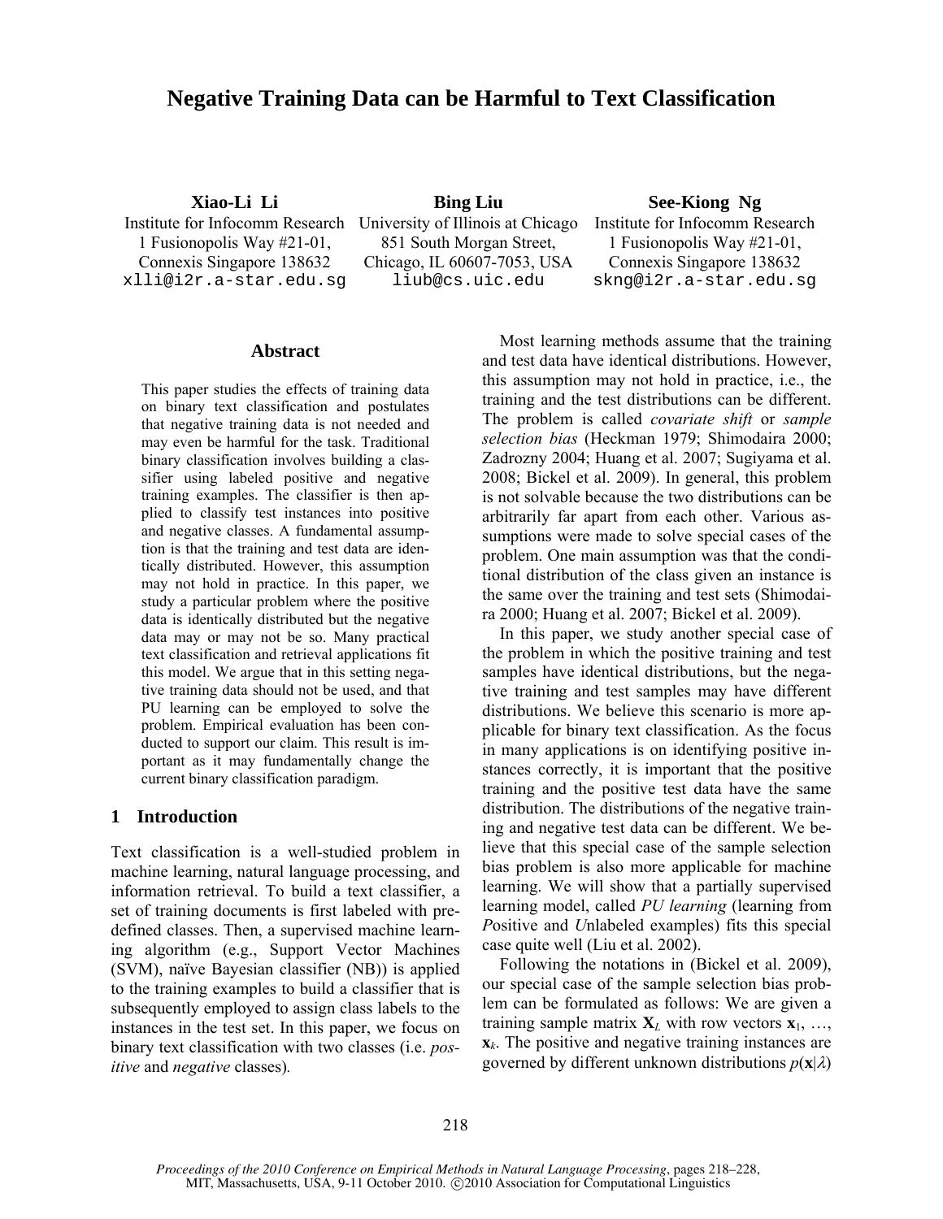# Negative Training Data can be Harmful to Text Classification

**Xiao-Li Li**
Institute for Infocomm Research
1 Fusionopolis Way #21-01,
Connexis Singapore 138632
xlli@i2r.a-star.edu.sg

**Bing Liu**
University of Illinois at Chicago
851 South Morgan Street,
Chicago, IL 60607-7053, USA
liub@cs.uic.edu

**See-Kiong Ng**
Institute for Infocomm Research
1 Fusionopolis Way #21-01,
Connexis Singapore 138632
skng@i2r.a-star.edu.sg

## Abstract

This paper studies the effects of training data on binary text classification and postulates that negative training data is not needed and may even be harmful for the task. Traditional binary classification involves building a classifier using labeled positive and negative training examples. The classifier is then applied to classify test instances into positive and negative classes. A fundamental assumption is that the training and test data are identically distributed. However, this assumption may not hold in practice. In this paper, we study a particular problem where the positive data is identically distributed but the negative data may or may not be so. Many practical text classification and retrieval applications fit this model. We argue that in this setting negative training data should not be used, and that PU learning can be employed to solve the problem. Empirical evaluation has been conducted to support our claim. This result is important as it may fundamentally change the current binary classification paradigm.

## 1 Introduction

Text classification is a well-studied problem in machine learning, natural language processing, and information retrieval. To build a text classifier, a set of training documents is first labeled with predefined classes. Then, a supervised machine learning algorithm (e.g., Support Vector Machines (SVM), naïve Bayesian classifier (NB)) is applied to the training examples to build a classifier that is subsequently employed to assign class labels to the instances in the test set. In this paper, we focus on binary text classification with two classes (i.e. *positive* and *negative* classes).

Most learning methods assume that the training and test data have identical distributions. However, this assumption may not hold in practice, i.e., the training and the test distributions can be different. The problem is called *covariate shift* or *sample selection bias* (Heckman 1979; Shimodaira 2000; Zadrozny 2004; Huang et al. 2007; Sugiyama et al. 2008; Bickel et al. 2009). In general, this problem is not solvable because the two distributions can be arbitrarily far apart from each other. Various assumptions were made to solve special cases of the problem. One main assumption was that the conditional distribution of the class given an instance is the same over the training and test sets (Shimodaira 2000; Huang et al. 2007; Bickel et al. 2009).

In this paper, we study another special case of the problem in which the positive training and test samples have identical distributions, but the negative training and test samples may have different distributions. We believe this scenario is more applicable for binary text classification. As the focus in many applications is on identifying positive instances correctly, it is important that the positive training and the positive test data have the same distribution. The distributions of the negative training and negative test data can be different. We believe that this special case of the sample selection bias problem is also more applicable for machine learning. We will show that a partially supervised learning model, called *PU learning* (learning from *P*ositive and *U*nlabeled examples) fits this special case quite well (Liu et al. 2002).

Following the notations in (Bickel et al. 2009), our special case of the sample selection bias problem can be formulated as follows: We are given a training sample matrix $\mathbf{X}_L$ with row vectors $\mathbf{x}_1$, …, $\mathbf{x}_k$. The positive and negative training instances are governed by different unknown distributions $p(\mathbf{x}|\lambda)$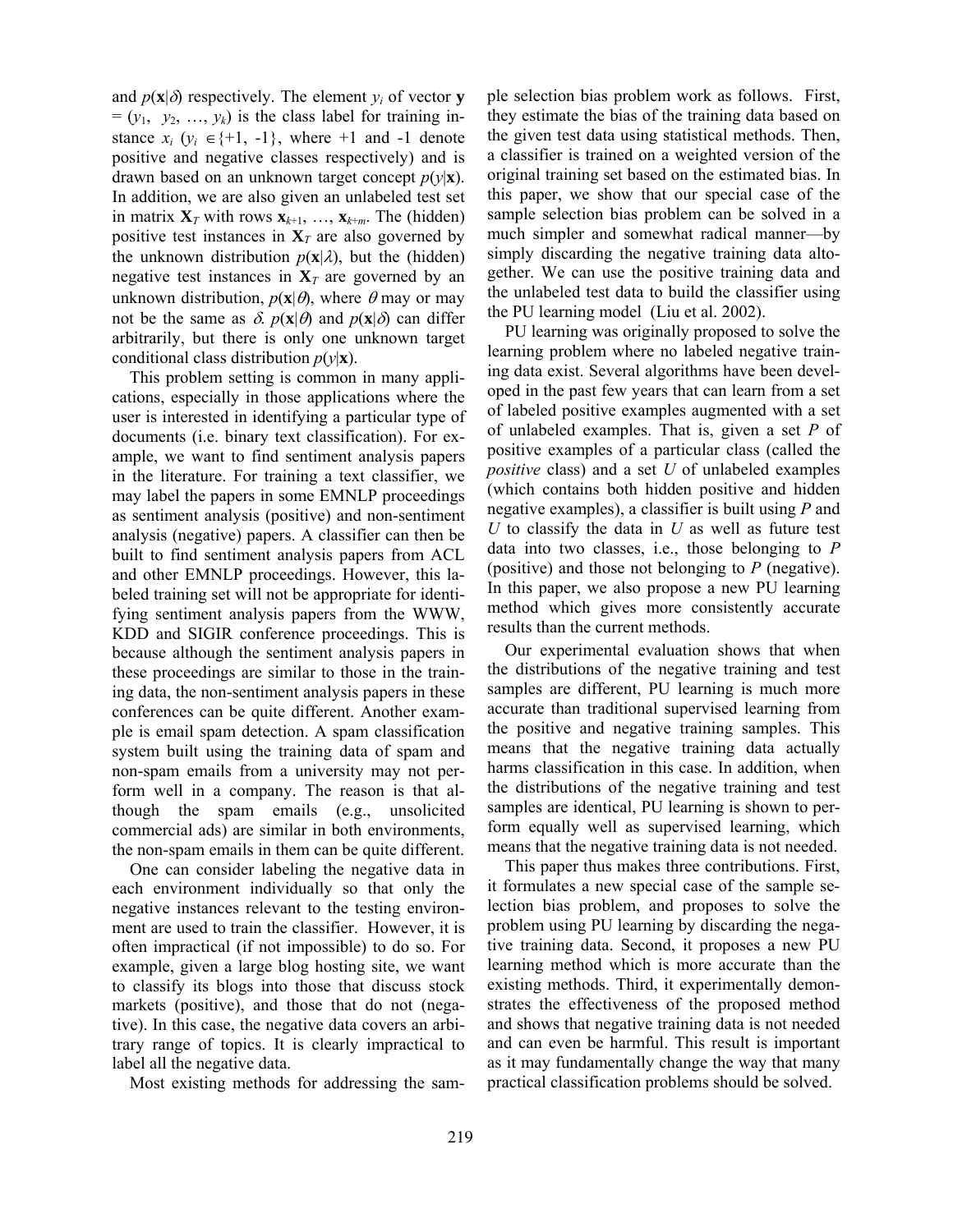and $p(\mathbf{x}|\delta)$ respectively. The element $y_i$ of vector $\mathbf{y} = (y_1, y_2, \ldots, y_k)$ is the class label for training instance $x_i$ ($y_i \in \{+1, -1\}$, where +1 and -1 denote positive and negative classes respectively) and is drawn based on an unknown target concept $p(y|\mathbf{x})$. In addition, we are also given an unlabeled test set in matrix $\mathbf{X}_T$ with rows $\mathbf{x}_{k+1}, \ldots, \mathbf{x}_{k+m}$. The (hidden) positive test instances in $\mathbf{X}_T$ are also governed by the unknown distribution $p(\mathbf{x}|\lambda)$, but the (hidden) negative test instances in $\mathbf{X}_T$ are governed by an unknown distribution, $p(\mathbf{x}|\theta)$, where $\theta$ may or may not be the same as $\delta$. $p(\mathbf{x}|\theta)$ and $p(\mathbf{x}|\delta)$ can differ arbitrarily, but there is only one unknown target conditional class distribution $p(y|\mathbf{x})$.

This problem setting is common in many applications, especially in those applications where the user is interested in identifying a particular type of documents (i.e. binary text classification). For example, we want to find sentiment analysis papers in the literature. For training a text classifier, we may label the papers in some EMNLP proceedings as sentiment analysis (positive) and non-sentiment analysis (negative) papers. A classifier can then be built to find sentiment analysis papers from ACL and other EMNLP proceedings. However, this labeled training set will not be appropriate for identifying sentiment analysis papers from the WWW, KDD and SIGIR conference proceedings. This is because although the sentiment analysis papers in these proceedings are similar to those in the training data, the non-sentiment analysis papers in these conferences can be quite different. Another example is email spam detection. A spam classification system built using the training data of spam and non-spam emails from a university may not perform well in a company. The reason is that although the spam emails (e.g., unsolicited commercial ads) are similar in both environments, the non-spam emails in them can be quite different.

One can consider labeling the negative data in each environment individually so that only the negative instances relevant to the testing environment are used to train the classifier. However, it is often impractical (if not impossible) to do so. For example, given a large blog hosting site, we want to classify its blogs into those that discuss stock markets (positive), and those that do not (negative). In this case, the negative data covers an arbitrary range of topics. It is clearly impractical to label all the negative data.

Most existing methods for addressing the sample selection bias problem work as follows. First, they estimate the bias of the training data based on the given test data using statistical methods. Then, a classifier is trained on a weighted version of the original training set based on the estimated bias. In this paper, we show that our special case of the sample selection bias problem can be solved in a much simpler and somewhat radical manner—by simply discarding the negative training data altogether. We can use the positive training data and the unlabeled test data to build the classifier using the PU learning model (Liu et al. 2002).

PU learning was originally proposed to solve the learning problem where no labeled negative training data exist. Several algorithms have been developed in the past few years that can learn from a set of labeled positive examples augmented with a set of unlabeled examples. That is, given a set $P$ of positive examples of a particular class (called the *positive* class) and a set $U$ of unlabeled examples (which contains both hidden positive and hidden negative examples), a classifier is built using $P$ and $U$ to classify the data in $U$ as well as future test data into two classes, i.e., those belonging to $P$ (positive) and those not belonging to $P$ (negative). In this paper, we also propose a new PU learning method which gives more consistently accurate results than the current methods.

Our experimental evaluation shows that when the distributions of the negative training and test samples are different, PU learning is much more accurate than traditional supervised learning from the positive and negative training samples. This means that the negative training data actually harms classification in this case. In addition, when the distributions of the negative training and test samples are identical, PU learning is shown to perform equally well as supervised learning, which means that the negative training data is not needed.

This paper thus makes three contributions. First, it formulates a new special case of the sample selection bias problem, and proposes to solve the problem using PU learning by discarding the negative training data. Second, it proposes a new PU learning method which is more accurate than the existing methods. Third, it experimentally demonstrates the effectiveness of the proposed method and shows that negative training data is not needed and can even be harmful. This result is important as it may fundamentally change the way that many practical classification problems should be solved.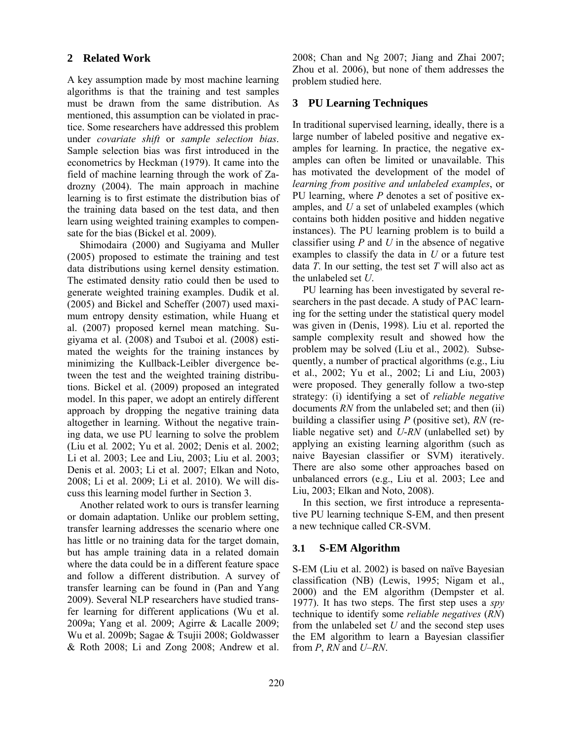## 2 Related Work

A key assumption made by most machine learning algorithms is that the training and test samples must be drawn from the same distribution. As mentioned, this assumption can be violated in practice. Some researchers have addressed this problem under *covariate shift* or *sample selection bias*. Sample selection bias was first introduced in the econometrics by Heckman (1979). It came into the field of machine learning through the work of Zadrozny (2004). The main approach in machine learning is to first estimate the distribution bias of the training data based on the test data, and then learn using weighted training examples to compensate for the bias (Bickel et al. 2009).

Shimodaira (2000) and Sugiyama and Muller (2005) proposed to estimate the training and test data distributions using kernel density estimation. The estimated density ratio could then be used to generate weighted training examples. Dudik et al. (2005) and Bickel and Scheffer (2007) used maximum entropy density estimation, while Huang et al. (2007) proposed kernel mean matching. Sugiyama et al. (2008) and Tsuboi et al. (2008) estimated the weights for the training instances by minimizing the Kullback-Leibler divergence between the test and the weighted training distributions. Bickel et al. (2009) proposed an integrated model. In this paper, we adopt an entirely different approach by dropping the negative training data altogether in learning. Without the negative training data, we use PU learning to solve the problem (Liu et al*.* 2002; Yu et al. 2002; Denis et al. 2002; Li et al. 2003; Lee and Liu, 2003; Liu et al. 2003; Denis et al. 2003; Li et al. 2007; Elkan and Noto, 2008; Li et al. 2009; Li et al. 2010). We will discuss this learning model further in Section 3.

Another related work to ours is transfer learning or domain adaptation. Unlike our problem setting, transfer learning addresses the scenario where one has little or no training data for the target domain, but has ample training data in a related domain where the data could be in a different feature space and follow a different distribution. A survey of transfer learning can be found in (Pan and Yang 2009). Several NLP researchers have studied transfer learning for different applications (Wu et al. 2009a; Yang et al. 2009; Agirre & Lacalle 2009; Wu et al. 2009b; Sagae & Tsujii 2008; Goldwasser & Roth 2008; Li and Zong 2008; Andrew et al. 2008; Chan and Ng 2007; Jiang and Zhai 2007; Zhou et al. 2006), but none of them addresses the problem studied here.

## 3 PU Learning Techniques

In traditional supervised learning, ideally, there is a large number of labeled positive and negative examples for learning. In practice, the negative examples can often be limited or unavailable. This has motivated the development of the model of *learning from positive and unlabeled examples*, or PU learning, where *P* denotes a set of positive examples, and *U* a set of unlabeled examples (which contains both hidden positive and hidden negative instances). The PU learning problem is to build a classifier using *P* and *U* in the absence of negative examples to classify the data in *U* or a future test data *T*. In our setting, the test set *T* will also act as the unlabeled set *U*.

PU learning has been investigated by several researchers in the past decade. A study of PAC learning for the setting under the statistical query model was given in (Denis, 1998). Liu et al. reported the sample complexity result and showed how the problem may be solved (Liu et al., 2002). Subsequently, a number of practical algorithms (e.g., Liu et al., 2002; Yu et al., 2002; Li and Liu, 2003) were proposed. They generally follow a two-step strategy: (i) identifying a set of *reliable negative* documents *RN* from the unlabeled set; and then (ii) building a classifier using *P* (positive set), *RN* (reliable negative set) and *U-RN* (unlabelled set) by applying an existing learning algorithm (such as naive Bayesian classifier or SVM) iteratively. There are also some other approaches based on unbalanced errors (e.g., Liu et al. 2003; Lee and Liu, 2003; Elkan and Noto, 2008).

In this section, we first introduce a representative PU learning technique S-EM, and then present a new technique called CR-SVM.

### 3.1 S-EM Algorithm

S-EM (Liu et al. 2002) is based on naïve Bayesian classification (NB) (Lewis, 1995; Nigam et al., 2000) and the EM algorithm (Dempster et al. 1977). It has two steps. The first step uses a *spy* technique to identify some *reliable negatives* (*RN*) from the unlabeled set *U* and the second step uses the EM algorithm to learn a Bayesian classifier from *P*, *RN* and *U–RN*.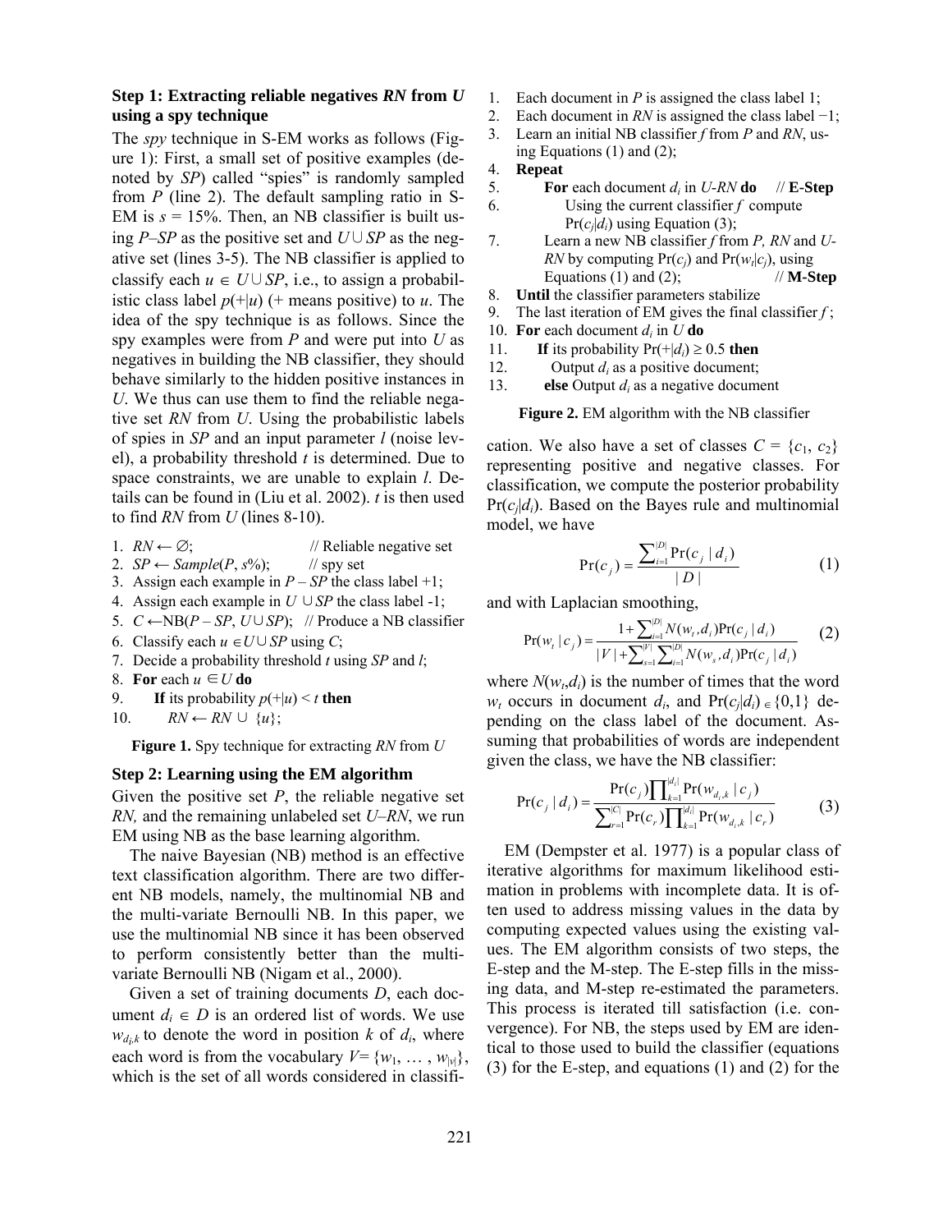### Step 1: Extracting reliable negatives *RN* from *U* using a spy technique

The *spy* technique in S-EM works as follows (Figure 1): First, a small set of positive examples (denoted by *SP*) called "spies" is randomly sampled from *P* (line 2). The default sampling ratio in S-EM is $s$ = 15%. Then, an NB classifier is built using *P*–*SP* as the positive set and $U \cup SP$ as the negative set (lines 3-5). The NB classifier is applied to classify each $u \in U \cup SP$, i.e., to assign a probabilistic class label $p(+|u)$ (+ means positive) to $u$. The idea of the spy technique is as follows. Since the spy examples were from *P* and were put into *U* as negatives in building the NB classifier, they should behave similarly to the hidden positive instances in *U*. We thus can use them to find the reliable negative set *RN* from *U*. Using the probabilistic labels of spies in *SP* and an input parameter $l$ (noise level), a probability threshold $t$ is determined. Due to space constraints, we are unable to explain $l$. Details can be found in (Liu et al. 2002). $t$ is then used to find *RN* from *U* (lines 8-10).

1. $RN \leftarrow \emptyset$; // Reliable negative set
2. $SP \leftarrow Sample(P, s\%)$; // spy set
3. Assign each example in $P - SP$ the class label +1;
4. Assign each example in $U \cup SP$ the class label -1;
5. $C \leftarrow \text{NB}(P - SP, U \cup SP)$; // Produce a NB classifier
6. Classify each $u \in U \cup SP$ using $C$;
7. Decide a probability threshold $t$ using $SP$ and $l$;
8. **For** each $u \in U$ **do**
9. **If** its probability $p(+|u) < t$ **then**
10. $RN \leftarrow RN \cup \{u\}$;

**Figure 1.** Spy technique for extracting *RN* from *U*

### Step 2: Learning using the EM algorithm

Given the positive set *P*, the reliable negative set *RN,* and the remaining unlabeled set *U*–*RN*, we run EM using NB as the base learning algorithm.

The naive Bayesian (NB) method is an effective text classification algorithm. There are two different NB models, namely, the multinomial NB and the multi-variate Bernoulli NB. In this paper, we use the multinomial NB since it has been observed to perform consistently better than the multi-variate Bernoulli NB (Nigam et al., 2000).

Given a set of training documents *D*, each document $d_i \in D$ is an ordered list of words. We use $w_{d_i,k}$ to denote the word in position $k$ of $d_i$, where each word is from the vocabulary $V = \{w_1, \ldots, w_{|v|}\}$, which is the set of all words considered in classification. We also have a set of classes $C = \{c_1, c_2\}$ representing positive and negative classes. For classification, we compute the posterior probability $\Pr(c_j|d_i)$. Based on the Bayes rule and multinomial model, we have

$$\Pr(c_j) = \frac{\sum_{i=1}^{|D|} \Pr(c_j \mid d_i)}{|D|} \tag{1}$$

and with Laplacian smoothing,

$$\Pr(w_t \mid c_j) = \frac{1 + \sum_{i=1}^{|D|} N(w_t, d_i) \Pr(c_j \mid d_i)}{|V| + \sum_{s=1}^{|V|} \sum_{i=1}^{|D|} N(w_s, d_i) \Pr(c_j \mid d_i)} \tag{2}$$

where $N(w_t,d_i)$ is the number of times that the word $w_t$ occurs in document $d_i$, and $\Pr(c_j|d_i) \in \{0,1\}$ depending on the class label of the document. Assuming that probabilities of words are independent given the class, we have the NB classifier:

$$\Pr(c_j \mid d_i) = \frac{\Pr(c_j) \prod_{k=1}^{|d_i|} \Pr(w_{d_i,k} \mid c_j)}{\sum_{r=1}^{|C|} \Pr(c_r) \prod_{k=1}^{|d_i|} \Pr(w_{d_i,k} \mid c_r)} \tag{3}$$

1. Each document in *P* is assigned the class label 1;
2. Each document in *RN* is assigned the class label −1;
3. Learn an initial NB classifier $f$ from *P* and *RN*, using Equations (1) and (2);
4. **Repeat**
5. **For** each document $d_i$ in *U*-*RN* **do** // **E-Step**
6. Using the current classifier $f$ compute $\Pr(c_j|d_i)$ using Equation (3);
7. Learn a new NB classifier $f$ from *P*, *RN* and *U*-*RN* by computing $\Pr(c_j)$ and $\Pr(w_t|c_j)$, using Equations (1) and (2); // **M-Step**
8. **Until** the classifier parameters stabilize
9. The last iteration of EM gives the final classifier $f$;
10. **For** each document $d_i$ in *U* **do**
11. **If** its probability $\Pr(+|d_i) \geq 0.5$ **then**
12. Output $d_i$ as a positive document;
13. **else** Output $d_i$ as a negative document

**Figure 2.** EM algorithm with the NB classifier

EM (Dempster et al. 1977) is a popular class of iterative algorithms for maximum likelihood estimation in problems with incomplete data. It is often used to address missing values in the data by computing expected values using the existing values. The EM algorithm consists of two steps, the E-step and the M-step. The E-step fills in the missing data, and M-step re-estimated the parameters. This process is iterated till satisfaction (i.e. convergence). For NB, the steps used by EM are identical to those used to build the classifier (equations (3) for the E-step, and equations (1) and (2) for the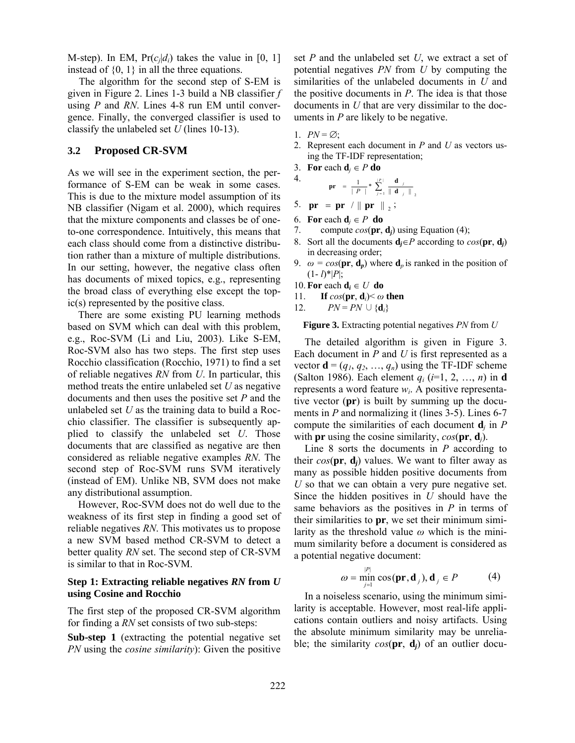M-step). In EM, $\Pr(c_j|d_i)$ takes the value in [0, 1] instead of {0, 1} in all the three equations.

The algorithm for the second step of S-EM is given in Figure 2. Lines 1-3 build a NB classifier $f$ using $P$ and $RN$. Lines 4-8 run EM until convergence. Finally, the converged classifier is used to classify the unlabeled set $U$ (lines 10-13).

## 3.2 Proposed CR-SVM

As we will see in the experiment section, the performance of S-EM can be weak in some cases. This is due to the mixture model assumption of its NB classifier (Nigam et al. 2000), which requires that the mixture components and classes be of one-to-one correspondence. Intuitively, this means that each class should come from a distinctive distribution rather than a mixture of multiple distributions. In our setting, however, the negative class often has documents of mixed topics, e.g., representing the broad class of everything else except the topic(s) represented by the positive class.

There are some existing PU learning methods based on SVM which can deal with this problem, e.g., Roc-SVM (Li and Liu, 2003). Like S-EM, Roc-SVM also has two steps. The first step uses Rocchio classification (Rocchio, 1971) to find a set of reliable negatives $RN$ from $U$. In particular, this method treats the entire unlabeled set $U$ as negative documents and then uses the positive set $P$ and the unlabeled set $U$ as the training data to build a Rocchio classifier. The classifier is subsequently applied to classify the unlabeled set $U$. Those documents that are classified as negative are then considered as reliable negative examples $RN$. The second step of Roc-SVM runs SVM iteratively (instead of EM). Unlike NB, SVM does not make any distributional assumption.

However, Roc-SVM does not do well due to the weakness of its first step in finding a good set of reliable negatives $RN$. This motivates us to propose a new SVM based method CR-SVM to detect a better quality $RN$ set. The second step of CR-SVM is similar to that in Roc-SVM.

### Step 1: Extracting reliable negatives *RN* from *U* using Cosine and Rocchio

The first step of the proposed CR-SVM algorithm for finding a $RN$ set consists of two sub-steps:

**Sub-step 1** (extracting the potential negative set $PN$ using the *cosine similarity*): Given the positive set $P$ and the unlabeled set $U$, we extract a set of potential negatives $PN$ from $U$ by computing the similarities of the unlabeled documents in $U$ and the positive documents in $P$. The idea is that those documents in $U$ that are very dissimilar to the documents in $P$ are likely to be negative.

1. $PN = \emptyset$;
2. Represent each document in $P$ and $U$ as vectors using the TF-IDF representation;
3. **For** each $\mathbf{d}_j \in P$ **do**
4. $\quad \mathbf{pr} = \frac{1}{|P|} * \sum_{j=1}^{|P|} \frac{\mathbf{d}_j}{\|\mathbf{d}_j\|_2}$
5. $\mathbf{pr} = \mathbf{pr} / \|\mathbf{pr}\|_2$;
6. **For** each $\mathbf{d}_j \in P$ **do**
7. $\quad$ compute $cos(\mathbf{pr}, \mathbf{d}_j)$ using Equation (4);
8. Sort all the documents $\mathbf{d}_j \in P$ according to $cos(\mathbf{pr}, \mathbf{d}_j)$ in decreasing order;
9. $\omega = cos(\mathbf{pr}, \mathbf{d}_p)$ where $\mathbf{d}_p$ is ranked in the position of $(1- l)*|P|$;
10. **For** each $\mathbf{d}_i \in U$ **do**
11. $\quad$ **If** $cos(\mathbf{pr}, \mathbf{d}_i) < \omega$ **then**
12. $\quad\quad PN = PN \cup \{\mathbf{d}_i\}$

**Figure 3.** Extracting potential negatives $PN$ from $U$

The detailed algorithm is given in Figure 3. Each document in $P$ and $U$ is first represented as a vector $\mathbf{d} = (q_1, q_2, \ldots, q_n)$ using the TF-IDF scheme (Salton 1986). Each element $q_i$ ($i$=1, 2, …, $n$) in $\mathbf{d}$ represents a word feature $w_i$. A positive representative vector ($\mathbf{pr}$) is built by summing up the documents in $P$ and normalizing it (lines 3-5). Lines 6-7 compute the similarities of each document $\mathbf{d}_j$ in $P$ with $\mathbf{pr}$ using the cosine similarity, $cos(\mathbf{pr}, \mathbf{d}_j)$.

Line 8 sorts the documents in $P$ according to their $cos(\mathbf{pr}, \mathbf{d}_j)$ values. We want to filter away as many as possible hidden positive documents from $U$ so that we can obtain a very pure negative set. Since the hidden positives in $U$ should have the same behaviors as the positives in $P$ in terms of their similarities to $\mathbf{pr}$, we set their minimum similarity as the threshold value $\omega$ which is the minimum similarity before a document is considered as a potential negative document:

$$\omega = \min_{j=1}^{|P|} \cos(\mathbf{pr}, \mathbf{d}_j), \mathbf{d}_j \in P \qquad (4)$$

In a noiseless scenario, using the minimum similarity is acceptable. However, most real-life applications contain outliers and noisy artifacts. Using the absolute minimum similarity may be unreliable; the similarity $cos(\mathbf{pr}, \mathbf{d}_j)$ of an outlier docu-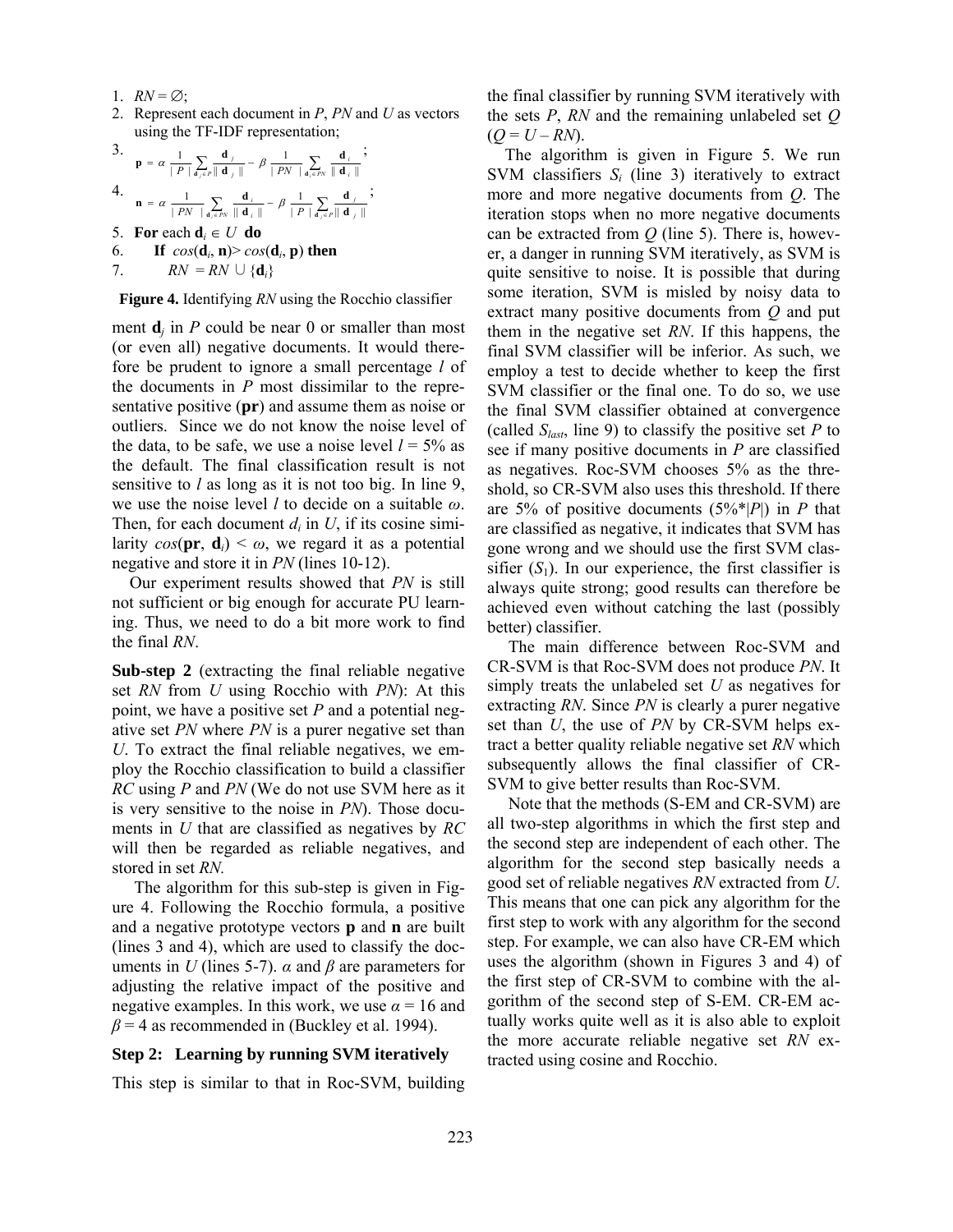1. $RN = \varnothing$;
2. Represent each document in $P$, $PN$ and $U$ as vectors using the TF-IDF representation;
3. $$\mathbf{p} = \alpha \frac{1}{|P|} \sum_{\mathbf{d}_j \in P} \frac{\mathbf{d}_j}{\|\mathbf{d}_j\|} - \beta \frac{1}{|PN|} \sum_{\mathbf{d}_i \in PN} \frac{\mathbf{d}_i}{\|\mathbf{d}_i\|};$$
4. $$\mathbf{n} = \alpha \frac{1}{|PN|} \sum_{\mathbf{d}_i \in PN} \frac{\mathbf{d}_i}{\|\mathbf{d}_i\|} - \beta \frac{1}{|P|} \sum_{\mathbf{d}_j \in P} \frac{\mathbf{d}_j}{\|\mathbf{d}_j\|};$$
5. **For** each $\mathbf{d}_i \in U$ **do**
6. **If** $cos(\mathbf{d}_i, \mathbf{n}) > cos(\mathbf{d}_i, \mathbf{p})$ **then**
7. $RN = RN \cup \{\mathbf{d}_i\}$

**Figure 4.** Identifying *RN* using the Rocchio classifier

ment $\mathbf{d}_j$ in $P$ could be near 0 or smaller than most (or even all) negative documents. It would therefore be prudent to ignore a small percentage $l$ of the documents in $P$ most dissimilar to the representative positive (**pr**) and assume them as noise or outliers. Since we do not know the noise level of the data, to be safe, we use a noise level $l$ = 5% as the default. The final classification result is not sensitive to $l$ as long as it is not too big. In line 9, we use the noise level $l$ to decide on a suitable $\omega$. Then, for each document $d_i$ in $U$, if its cosine similarity $cos(\mathbf{pr}, \mathbf{d}_i) < \omega$, we regard it as a potential negative and store it in $PN$ (lines 10-12).

Our experiment results showed that $PN$ is still not sufficient or big enough for accurate PU learning. Thus, we need to do a bit more work to find the final $RN$.

**Sub-step 2** (extracting the final reliable negative set $RN$ from $U$ using Rocchio with $PN$): At this point, we have a positive set $P$ and a potential negative set $PN$ where $PN$ is a purer negative set than $U$. To extract the final reliable negatives, we employ the Rocchio classification to build a classifier $RC$ using $P$ and $PN$ (We do not use SVM here as it is very sensitive to the noise in $PN$). Those documents in $U$ that are classified as negatives by $RC$ will then be regarded as reliable negatives, and stored in set $RN$.

The algorithm for this sub-step is given in Figure 4. Following the Rocchio formula, a positive and a negative prototype vectors **p** and **n** are built (lines 3 and 4), which are used to classify the documents in $U$ (lines 5-7). $\alpha$ and $\beta$ are parameters for adjusting the relative impact of the positive and negative examples. In this work, we use $\alpha = 16$ and $\beta = 4$ as recommended in (Buckley et al. 1994).

### Step 2: Learning by running SVM iteratively

This step is similar to that in Roc-SVM, building the final classifier by running SVM iteratively with the sets $P$, $RN$ and the remaining unlabeled set $Q$ ($Q = U - RN$).

The algorithm is given in Figure 5. We run SVM classifiers $S_i$ (line 3) iteratively to extract more and more negative documents from $Q$. The iteration stops when no more negative documents can be extracted from $Q$ (line 5). There is, however, a danger in running SVM iteratively, as SVM is quite sensitive to noise. It is possible that during some iteration, SVM is misled by noisy data to extract many positive documents from $Q$ and put them in the negative set $RN$. If this happens, the final SVM classifier will be inferior. As such, we employ a test to decide whether to keep the first SVM classifier or the final one. To do so, we use the final SVM classifier obtained at convergence (called $S_{last}$, line 9) to classify the positive set $P$ to see if many positive documents in $P$ are classified as negatives. Roc-SVM chooses 5% as the threshold, so CR-SVM also uses this threshold. If there are 5% of positive documents (5%\*$|P|$) in $P$ that are classified as negative, it indicates that SVM has gone wrong and we should use the first SVM classifier ($S_1$). In our experience, the first classifier is always quite strong; good results can therefore be achieved even without catching the last (possibly better) classifier.

The main difference between Roc-SVM and CR-SVM is that Roc-SVM does not produce $PN$. It simply treats the unlabeled set $U$ as negatives for extracting $RN$. Since $PN$ is clearly a purer negative set than $U$, the use of $PN$ by CR-SVM helps extract a better quality reliable negative set $RN$ which subsequently allows the final classifier of CR-SVM to give better results than Roc-SVM.

Note that the methods (S-EM and CR-SVM) are all two-step algorithms in which the first step and the second step are independent of each other. The algorithm for the second step basically needs a good set of reliable negatives $RN$ extracted from $U$. This means that one can pick any algorithm for the first step to work with any algorithm for the second step. For example, we can also have CR-EM which uses the algorithm (shown in Figures 3 and 4) of the first step of CR-SVM to combine with the algorithm of the second step of S-EM. CR-EM actually works quite well as it is also able to exploit the more accurate reliable negative set $RN$ extracted using cosine and Rocchio.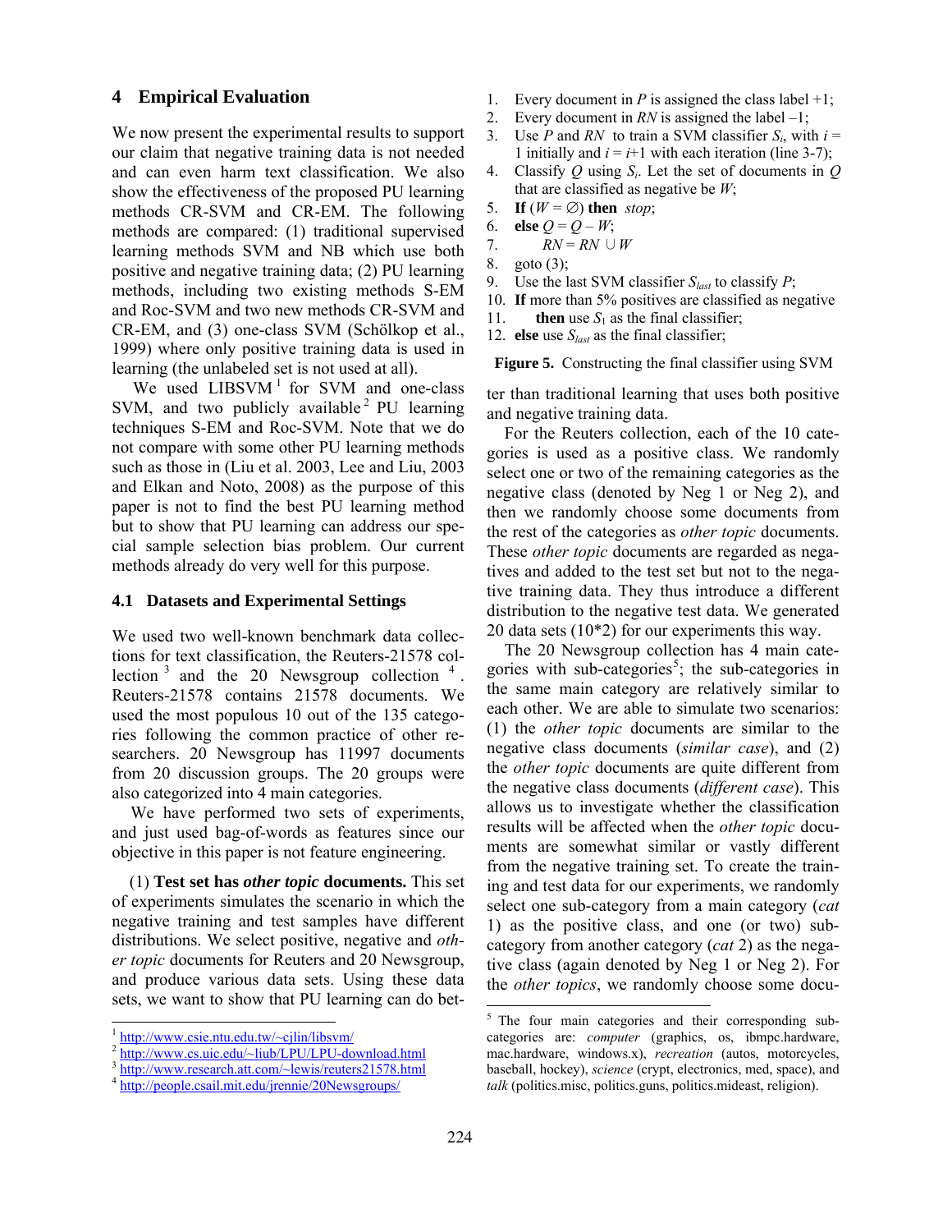## 4 Empirical Evaluation

We now present the experimental results to support our claim that negative training data is not needed and can even harm text classification. We also show the effectiveness of the proposed PU learning methods CR-SVM and CR-EM. The following methods are compared: (1) traditional supervised learning methods SVM and NB which use both positive and negative training data; (2) PU learning methods, including two existing methods S-EM and Roc-SVM and two new methods CR-SVM and CR-EM, and (3) one-class SVM (Schölkop et al., 1999) where only positive training data is used in learning (the unlabeled set is not used at all).

We used LIBSVM[1] for SVM and one-class SVM, and two publicly available[2] PU learning techniques S-EM and Roc-SVM. Note that we do not compare with some other PU learning methods such as those in (Liu et al. 2003, Lee and Liu, 2003 and Elkan and Noto, 2008) as the purpose of this paper is not to find the best PU learning method but to show that PU learning can address our special sample selection bias problem. Our current methods already do very well for this purpose.

### 4.1 Datasets and Experimental Settings

We used two well-known benchmark data collections for text classification, the Reuters-21578 collection[3] and the 20 Newsgroup collection[4]. Reuters-21578 contains 21578 documents. We used the most populous 10 out of the 135 categories following the common practice of other researchers. 20 Newsgroup has 11997 documents from 20 discussion groups. The 20 groups were also categorized into 4 main categories.

We have performed two sets of experiments, and just used bag-of-words as features since our objective in this paper is not feature engineering.

(1) **Test set has *other topic* documents.** This set of experiments simulates the scenario in which the negative training and test samples have different distributions. We select positive, negative and *other topic* documents for Reuters and 20 Newsgroup, and produce various data sets. Using these data sets, we want to show that PU learning can do better than traditional learning that uses both positive and negative training data.

1. Every document in $P$ is assigned the class label +1;
2. Every document in $RN$ is assigned the label –1;
3. Use $P$ and $RN$ to train a SVM classifier $S_i$, with $i$ = 1 initially and $i = i$+1 with each iteration (line 3-7);
4. Classify $Q$ using $S_i$. Let the set of documents in $Q$ that are classified as negative be $W$;
5. **If** ($W = \emptyset$) **then** *stop*;
6. **else** $Q = Q – W$;
7. $RN = RN \cup W$
8. goto (3);
9. Use the last SVM classifier $S_{last}$ to classify $P$;
10. **If** more than 5% positives are classified as negative
11. **then** use $S_1$ as the final classifier;
12. **else** use $S_{last}$ as the final classifier;

**Figure 5.** Constructing the final classifier using SVM

For the Reuters collection, each of the 10 categories is used as a positive class. We randomly select one or two of the remaining categories as the negative class (denoted by Neg 1 or Neg 2), and then we randomly choose some documents from the rest of the categories as *other topic* documents. These *other topic* documents are regarded as negatives and added to the test set but not to the negative training data. They thus introduce a different distribution to the negative test data. We generated 20 data sets (10*2) for our experiments this way.

The 20 Newsgroup collection has 4 main categories with sub-categories[5]; the sub-categories in the same main category are relatively similar to each other. We are able to simulate two scenarios: (1) the *other topic* documents are similar to the negative class documents (*similar case*), and (2) the *other topic* documents are quite different from the negative class documents (*different case*). This allows us to investigate whether the classification results will be affected when the *other topic* documents are somewhat similar or vastly different from the negative training set. To create the training and test data for our experiments, we randomly select one sub-category from a main category (*cat* 1) as the positive class, and one (or two) sub-category from another category (*cat* 2) as the negative class (again denoted by Neg 1 or Neg 2). For the *other topics*, we randomly choose some docu-

---

[1] http://www.csie.ntu.edu.tw/~cjlin/libsvm/

[2] http://www.cs.uic.edu/~liub/LPU/LPU-download.html

[3] http://www.research.att.com/~lewis/reuters21578.html

[4] http://people.csail.mit.edu/jrennie/20Newsgroups/

[5] The four main categories and their corresponding subcategories are: *computer* (graphics, os, ibmpc.hardware, mac.hardware, windows.x), *recreation* (autos, motorcycles, baseball, hockey), *science* (crypt, electronics, med, space), and *talk* (politics.misc, politics.guns, politics.mideast, religion).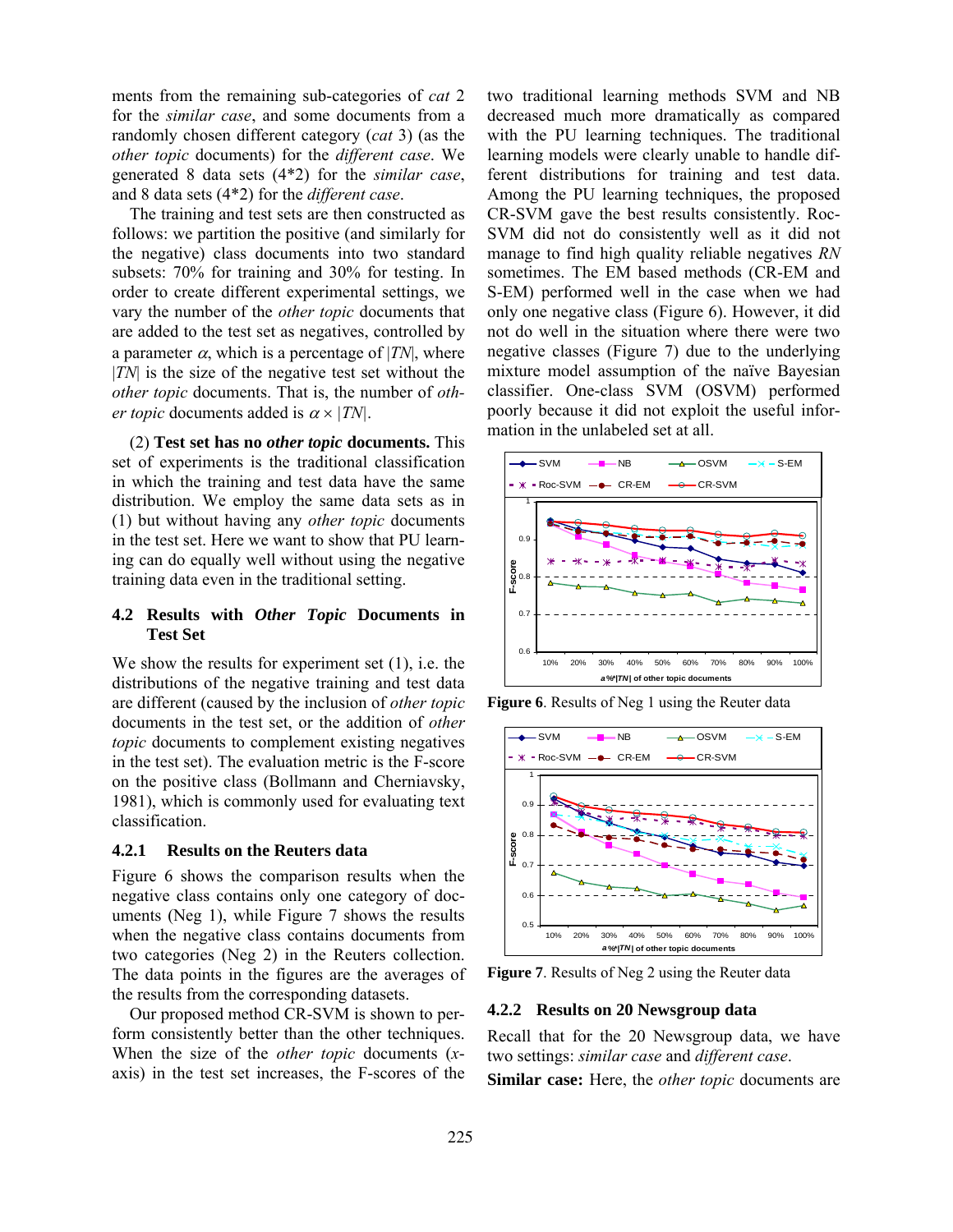ments from the remaining sub-categories of *cat* 2 for the *similar case*, and some documents from a randomly chosen different category (*cat* 3) (as the *other topic* documents) for the *different case*. We generated 8 data sets (4*2) for the *similar case*, and 8 data sets (4*2) for the *different case*.

The training and test sets are then constructed as follows: we partition the positive (and similarly for the negative) class documents into two standard subsets: 70% for training and 30% for testing. In order to create different experimental settings, we vary the number of the *other topic* documents that are added to the test set as negatives, controlled by a parameter $\alpha$, which is a percentage of $|TN|$, where $|TN|$ is the size of the negative test set without the *other topic* documents. That is, the number of *other topic* documents added is $\alpha \times |TN|$.

(2) **Test set has no *other topic* documents.** This set of experiments is the traditional classification in which the training and test data have the same distribution. We employ the same data sets as in (1) but without having any *other topic* documents in the test set. Here we want to show that PU learning can do equally well without using the negative training data even in the traditional setting.

### 4.2 Results with *Other Topic* Documents in Test Set

We show the results for experiment set (1), i.e. the distributions of the negative training and test data are different (caused by the inclusion of *other topic* documents in the test set, or the addition of *other topic* documents to complement existing negatives in the test set). The evaluation metric is the F-score on the positive class (Bollmann and Cherniavsky, 1981), which is commonly used for evaluating text classification.

#### 4.2.1 Results on the Reuters data

Figure 6 shows the comparison results when the negative class contains only one category of documents (Neg 1), while Figure 7 shows the results when the negative class contains documents from two categories (Neg 2) in the Reuters collection. The data points in the figures are the averages of the results from the corresponding datasets.

Our proposed method CR-SVM is shown to perform consistently better than the other techniques. When the size of the *other topic* documents (*x*-axis) in the test set increases, the F-scores of the two traditional learning methods SVM and NB decreased much more dramatically as compared with the PU learning techniques. The traditional learning models were clearly unable to handle different distributions for training and test data. Among the PU learning techniques, the proposed CR-SVM gave the best results consistently. Roc-SVM did not do consistently well as it did not manage to find high quality reliable negatives *RN* sometimes. The EM based methods (CR-EM and S-EM) performed well in the case when we had only one negative class (Figure 6). However, it did not do well in the situation where there were two negative classes (Figure 7) due to the underlying mixture model assumption of the naïve Bayesian classifier. One-class SVM (OSVM) performed poorly because it did not exploit the useful information in the unlabeled set at all.

**Figure 6**. Results of Neg 1 using the Reuter data

**Figure 7**. Results of Neg 2 using the Reuter data

#### 4.2.2 Results on 20 Newsgroup data

Recall that for the 20 Newsgroup data, we have two settings: *similar case* and *different case*.

**Similar case:** Here, the *other topic* documents are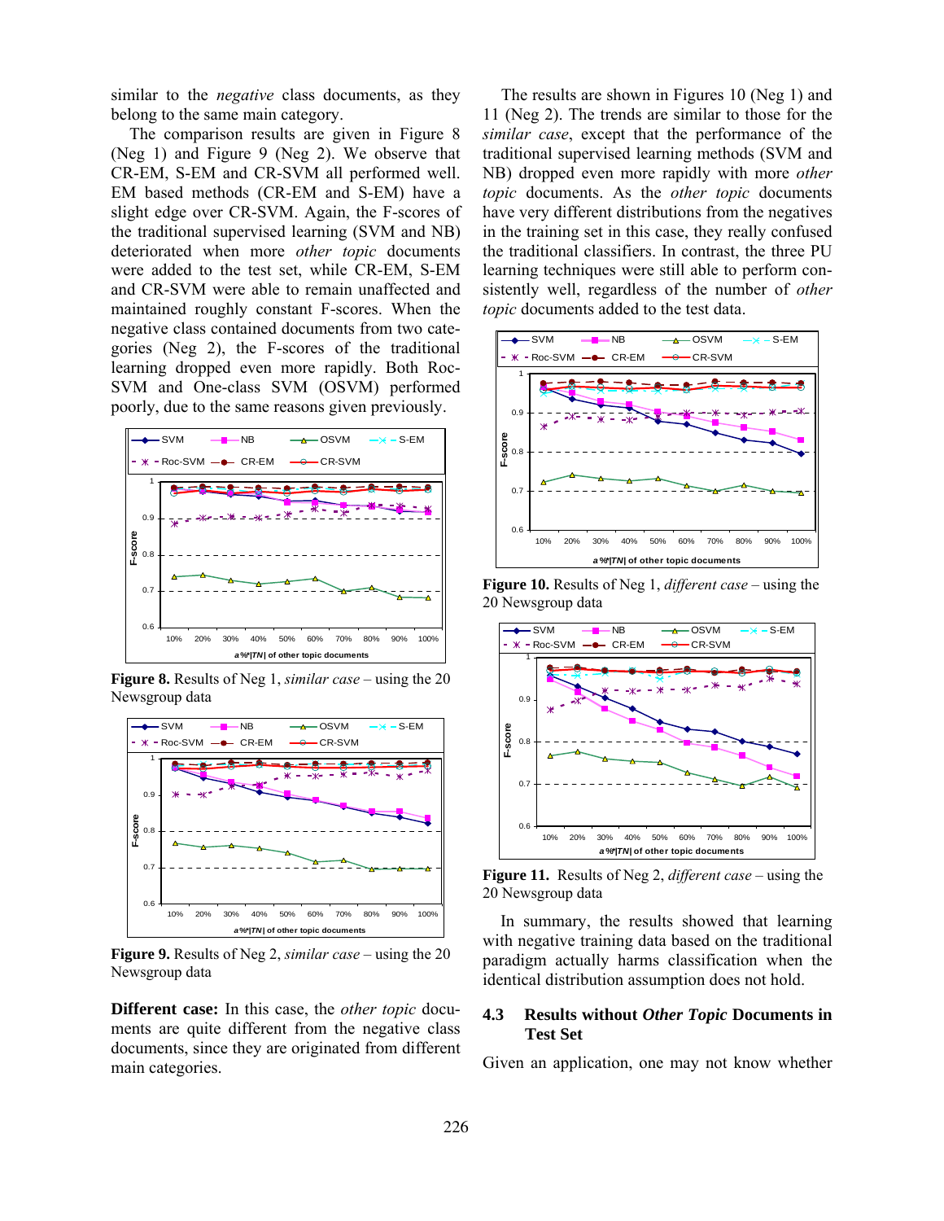similar to the *negative* class documents, as they belong to the same main category.

The comparison results are given in Figure 8 (Neg 1) and Figure 9 (Neg 2). We observe that CR-EM, S-EM and CR-SVM all performed well. EM based methods (CR-EM and S-EM) have a slight edge over CR-SVM. Again, the F-scores of the traditional supervised learning (SVM and NB) deteriorated when more *other topic* documents were added to the test set, while CR-EM, S-EM and CR-SVM were able to remain unaffected and maintained roughly constant F-scores. When the negative class contained documents from two categories (Neg 2), the F-scores of the traditional learning dropped even more rapidly. Both Roc-SVM and One-class SVM (OSVM) performed poorly, due to the same reasons given previously.

**Figure 8.** Results of Neg 1, *similar case* – using the 20 Newsgroup data

**Figure 9.** Results of Neg 2, *similar case* – using the 20 Newsgroup data

**Different case:** In this case, the *other topic* documents are quite different from the negative class documents, since they are originated from different main categories.

The results are shown in Figures 10 (Neg 1) and 11 (Neg 2). The trends are similar to those for the *similar case*, except that the performance of the traditional supervised learning methods (SVM and NB) dropped even more rapidly with more *other topic* documents. As the *other topic* documents have very different distributions from the negatives in the training set in this case, they really confused the traditional classifiers. In contrast, the three PU learning techniques were still able to perform consistently well, regardless of the number of *other topic* documents added to the test data.

**Figure 10.** Results of Neg 1, *different case* – using the 20 Newsgroup data

**Figure 11.** Results of Neg 2, *different case* – using the 20 Newsgroup data

In summary, the results showed that learning with negative training data based on the traditional paradigm actually harms classification when the identical distribution assumption does not hold.

### 4.3 Results without *Other Topic* Documents in Test Set

Given an application, one may not know whether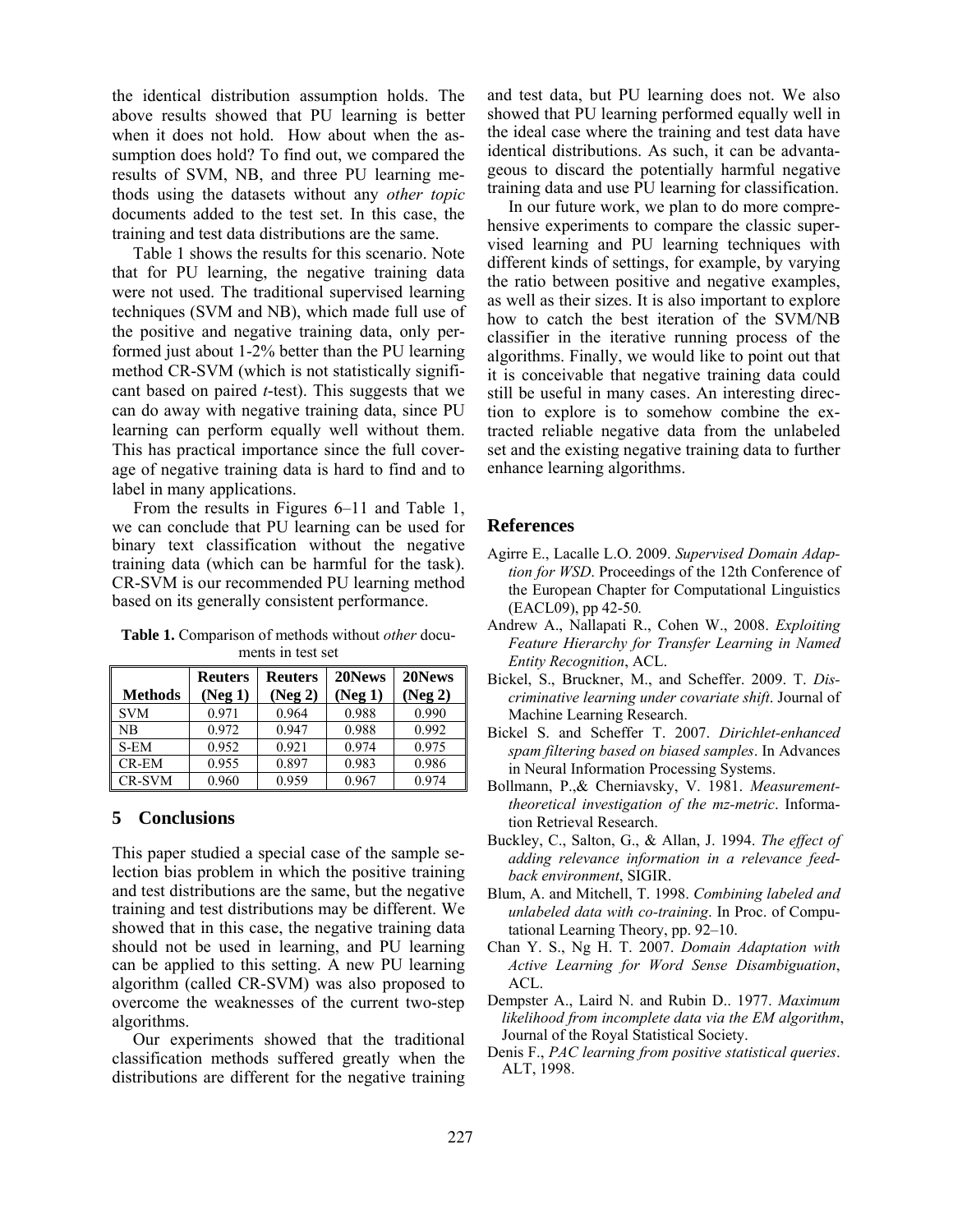the identical distribution assumption holds. The above results showed that PU learning is better when it does not hold. How about when the assumption does hold? To find out, we compared the results of SVM, NB, and three PU learning methods using the datasets without any *other topic* documents added to the test set. In this case, the training and test data distributions are the same.

Table 1 shows the results for this scenario. Note that for PU learning, the negative training data were not used. The traditional supervised learning techniques (SVM and NB), which made full use of the positive and negative training data, only performed just about 1-2% better than the PU learning method CR-SVM (which is not statistically significant based on paired *t*-test). This suggests that we can do away with negative training data, since PU learning can perform equally well without them. This has practical importance since the full coverage of negative training data is hard to find and to label in many applications.

From the results in Figures 6–11 and Table 1, we can conclude that PU learning can be used for binary text classification without the negative training data (which can be harmful for the task). CR-SVM is our recommended PU learning method based on its generally consistent performance.

**Table 1.** Comparison of methods without *other* documents in test set

| Methods | Reuters (Neg 1) | Reuters (Neg 2) | 20News (Neg 1) | 20News (Neg 2) |
|---|---|---|---|---|
| SVM | 0.971 | 0.964 | 0.988 | 0.990 |
| NB | 0.972 | 0.947 | 0.988 | 0.992 |
| S-EM | 0.952 | 0.921 | 0.974 | 0.975 |
| CR-EM | 0.955 | 0.897 | 0.983 | 0.986 |
| CR-SVM | 0.960 | 0.959 | 0.967 | 0.974 |

## 5 Conclusions

This paper studied a special case of the sample selection bias problem in which the positive training and test distributions are the same, but the negative training and test distributions may be different. We showed that in this case, the negative training data should not be used in learning, and PU learning can be applied to this setting. A new PU learning algorithm (called CR-SVM) was also proposed to overcome the weaknesses of the current two-step algorithms.

Our experiments showed that the traditional classification methods suffered greatly when the distributions are different for the negative training and test data, but PU learning does not. We also showed that PU learning performed equally well in the ideal case where the training and test data have identical distributions. As such, it can be advantageous to discard the potentially harmful negative training data and use PU learning for classification.

In our future work, we plan to do more comprehensive experiments to compare the classic supervised learning and PU learning techniques with different kinds of settings, for example, by varying the ratio between positive and negative examples, as well as their sizes. It is also important to explore how to catch the best iteration of the SVM/NB classifier in the iterative running process of the algorithms. Finally, we would like to point out that it is conceivable that negative training data could still be useful in many cases. An interesting direction to explore is to somehow combine the extracted reliable negative data from the unlabeled set and the existing negative training data to further enhance learning algorithms.

## References

Agirre E., Lacalle L.O. 2009. *Supervised Domain Adaption for WSD*. Proceedings of the 12th Conference of the European Chapter for Computational Linguistics (EACL09), pp 42-50*.*

Andrew A., Nallapati R., Cohen W., 2008. *Exploiting Feature Hierarchy for Transfer Learning in Named Entity Recognition*, ACL.

Bickel, S., Bruckner, M., and Scheffer. 2009. T. *Discriminative learning under covariate shift*. Journal of Machine Learning Research.

Bickel S. and Scheffer T. 2007. *Dirichlet-enhanced spam filtering based on biased samples*. In Advances in Neural Information Processing Systems.

Bollmann, P.,& Cherniavsky, V. 1981. *Measurement-theoretical investigation of the mz-metric*. Information Retrieval Research.

Buckley, C., Salton, G., & Allan, J. 1994. *The effect of adding relevance information in a relevance feedback environment*, SIGIR.

Blum, A. and Mitchell, T. 1998. *Combining labeled and unlabeled data with co-training*. In Proc. of Computational Learning Theory, pp. 92–10.

Chan Y. S., Ng H. T. 2007. *Domain Adaptation with Active Learning for Word Sense Disambiguation*, ACL.

Dempster A., Laird N. and Rubin D.. 1977. *Maximum likelihood from incomplete data via the EM algorithm*, Journal of the Royal Statistical Society.

Denis F., *PAC learning from positive statistical queries*. ALT, 1998.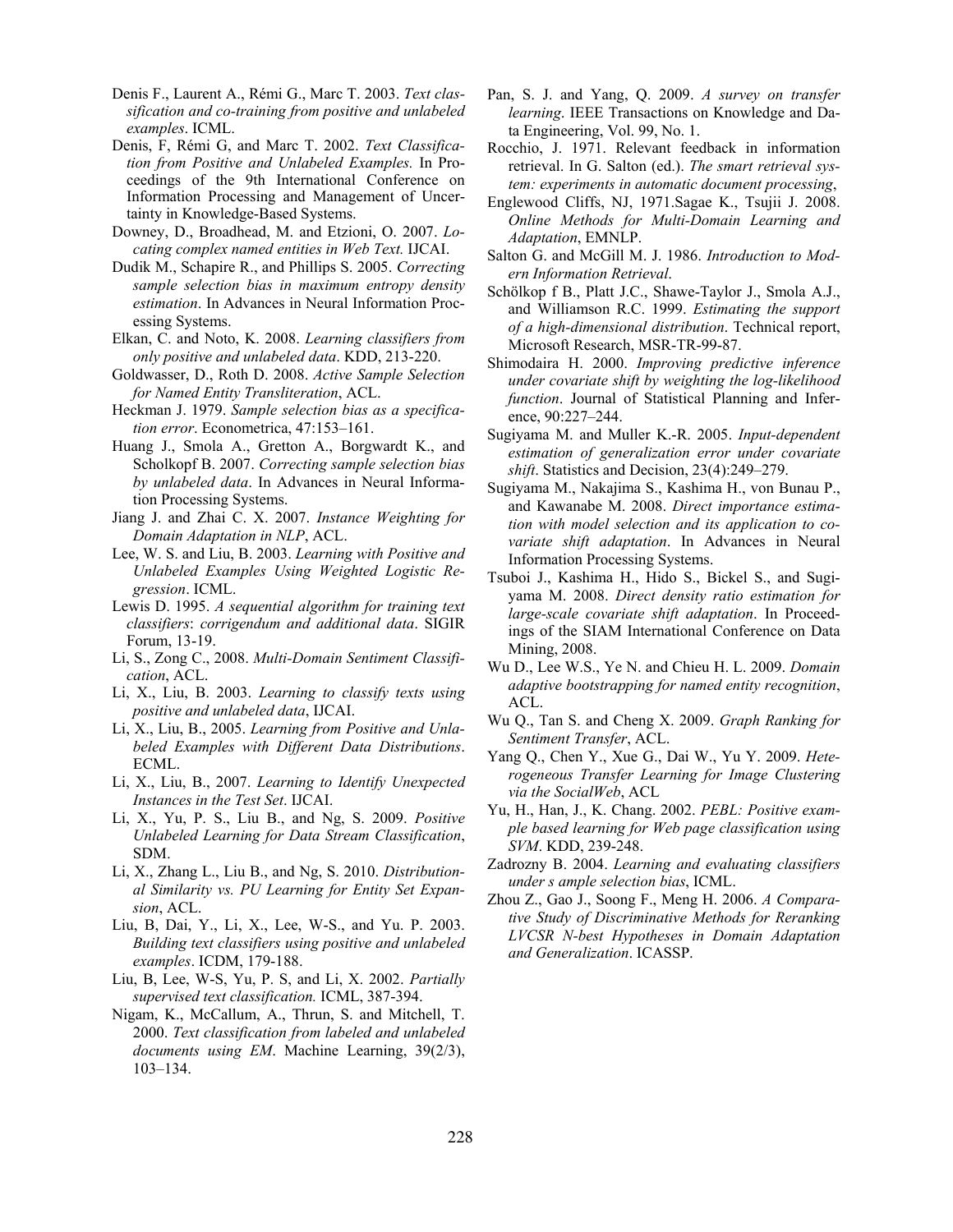Denis F., Laurent A., Rémi G., Marc T. 2003. *Text classification and co-training from positive and unlabeled examples*. ICML.

Denis, F, Rémi G, and Marc T. 2002. *Text Classification from Positive and Unlabeled Examples.* In Proceedings of the 9th International Conference on Information Processing and Management of Uncertainty in Knowledge-Based Systems.

Downey, D., Broadhead, M. and Etzioni, O. 2007. *Locating complex named entities in Web Text.* IJCAI.

Dudik M., Schapire R., and Phillips S. 2005. *Correcting sample selection bias in maximum entropy density estimation*. In Advances in Neural Information Processing Systems.

Elkan, C. and Noto, K. 2008. *Learning classifiers from only positive and unlabeled data*. KDD, 213-220.

Goldwasser, D., Roth D. 2008. *Active Sample Selection for Named Entity Transliteration*, ACL.

Heckman J. 1979. *Sample selection bias as a specification error*. Econometrica, 47:153–161.

Huang J., Smola A., Gretton A., Borgwardt K., and Scholkopf B. 2007. *Correcting sample selection bias by unlabeled data*. In Advances in Neural Information Processing Systems.

Jiang J. and Zhai C. X. 2007. *Instance Weighting for Domain Adaptation in NLP*, ACL.

Lee, W. S. and Liu, B. 2003. *Learning with Positive and Unlabeled Examples Using Weighted Logistic Regression*. ICML.

Lewis D. 1995. *A sequential algorithm for training text classifiers*: *corrigendum and additional data*. SIGIR Forum, 13-19.

Li, S., Zong C., 2008. *Multi-Domain Sentiment Classification*, ACL.

Li, X., Liu, B. 2003. *Learning to classify texts using positive and unlabeled data*, IJCAI.

Li, X., Liu, B., 2005. *Learning from Positive and Unlabeled Examples with Different Data Distributions*. ECML.

Li, X., Liu, B., 2007. *Learning to Identify Unexpected Instances in the Test Set*. IJCAI.

Li, X., Yu, P. S., Liu B., and Ng, S. 2009. *Positive Unlabeled Learning for Data Stream Classification*, SDM.

Li, X., Zhang L., Liu B., and Ng, S. 2010. *Distributional Similarity vs. PU Learning for Entity Set Expansion*, ACL.

Liu, B, Dai, Y., Li, X., Lee, W-S., and Yu. P. 2003. *Building text classifiers using positive and unlabeled examples*. ICDM, 179-188.

Liu, B, Lee, W-S, Yu, P. S, and Li, X. 2002. *Partially supervised text classification.* ICML, 387-394.

Nigam, K., McCallum, A., Thrun, S. and Mitchell, T. 2000. *Text classification from labeled and unlabeled documents using EM*. Machine Learning, 39(2/3), 103–134.

Pan, S. J. and Yang, Q. 2009. *A survey on transfer learning*. IEEE Transactions on Knowledge and Data Engineering, Vol. 99, No. 1.

Rocchio, J. 1971. Relevant feedback in information retrieval. In G. Salton (ed.). *The smart retrieval system: experiments in automatic document processing*, Englewood Cliffs, NJ, 1971.Sagae K., Tsujii J. 2008. *Online Methods for Multi-Domain Learning and Adaptation*, EMNLP.

Salton G. and McGill M. J. 1986. *Introduction to Modern Information Retrieval*.

Schölkop f B., Platt J.C., Shawe-Taylor J., Smola A.J., and Williamson R.C. 1999. *Estimating the support of a high-dimensional distribution*. Technical report, Microsoft Research, MSR-TR-99-87.

Shimodaira H. 2000. *Improving predictive inference under covariate shift by weighting the log-likelihood function*. Journal of Statistical Planning and Inference, 90:227–244.

Sugiyama M. and Muller K.-R. 2005. *Input-dependent estimation of generalization error under covariate shift*. Statistics and Decision, 23(4):249–279.

Sugiyama M., Nakajima S., Kashima H., von Bunau P., and Kawanabe M. 2008. *Direct importance estimation with model selection and its application to covariate shift adaptation*. In Advances in Neural Information Processing Systems.

Tsuboi J., Kashima H., Hido S., Bickel S., and Sugiyama M. 2008. *Direct density ratio estimation for large-scale covariate shift adaptation*. In Proceedings of the SIAM International Conference on Data Mining, 2008.

Wu D., Lee W.S., Ye N. and Chieu H. L. 2009. *Domain adaptive bootstrapping for named entity recognition*, ACL.

Wu Q., Tan S. and Cheng X. 2009. *Graph Ranking for Sentiment Transfer*, ACL.

Yang Q., Chen Y., Xue G., Dai W., Yu Y. 2009. *Heterogeneous Transfer Learning for Image Clustering via the SocialWeb*, ACL

Yu, H., Han, J., K. Chang. 2002. *PEBL: Positive example based learning for Web page classification using SVM*. KDD, 239-248.

Zadrozny B. 2004. *Learning and evaluating classifiers under s ample selection bias*, ICML.

Zhou Z., Gao J., Soong F., Meng H. 2006. *A Comparative Study of Discriminative Methods for Reranking LVCSR N-best Hypotheses in Domain Adaptation and Generalization*. ICASSP.